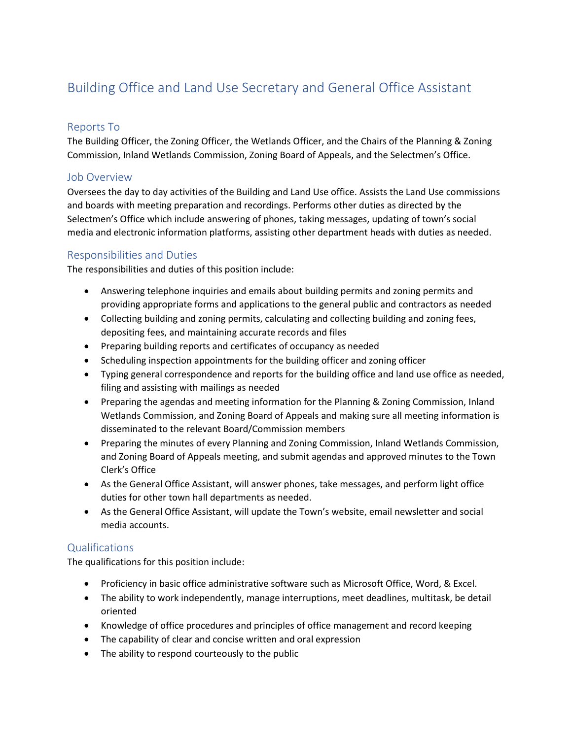# Building Office and Land Use Secretary and General Office Assistant

## Reports To

The Building Officer, the Zoning Officer, the Wetlands Officer, and the Chairs of the Planning & Zoning Commission, Inland Wetlands Commission, Zoning Board of Appeals, and the Selectmen's Office.

## Job Overview

Oversees the day to day activities of the Building and Land Use office. Assists the Land Use commissions and boards with meeting preparation and recordings. Performs other duties as directed by the Selectmen's Office which include answering of phones, taking messages, updating of town's social media and electronic information platforms, assisting other department heads with duties as needed.

## Responsibilities and Duties

The responsibilities and duties of this position include:

- Answering telephone inquiries and emails about building permits and zoning permits and providing appropriate forms and applications to the general public and contractors as needed
- Collecting building and zoning permits, calculating and collecting building and zoning fees, depositing fees, and maintaining accurate records and files
- Preparing building reports and certificates of occupancy as needed
- Scheduling inspection appointments for the building officer and zoning officer
- Typing general correspondence and reports for the building office and land use office as needed, filing and assisting with mailings as needed
- Preparing the agendas and meeting information for the Planning & Zoning Commission, Inland Wetlands Commission, and Zoning Board of Appeals and making sure all meeting information is disseminated to the relevant Board/Commission members
- Preparing the minutes of every Planning and Zoning Commission, Inland Wetlands Commission, and Zoning Board of Appeals meeting, and submit agendas and approved minutes to the Town Clerk's Office
- As the General Office Assistant, will answer phones, take messages, and perform light office duties for other town hall departments as needed.
- As the General Office Assistant, will update the Town's website, email newsletter and social media accounts.

## Qualifications

The qualifications for this position include:

- Proficiency in basic office administrative software such as Microsoft Office, Word, & Excel.
- The ability to work independently, manage interruptions, meet deadlines, multitask, be detail oriented
- Knowledge of office procedures and principles of office management and record keeping
- The capability of clear and concise written and oral expression
- The ability to respond courteously to the public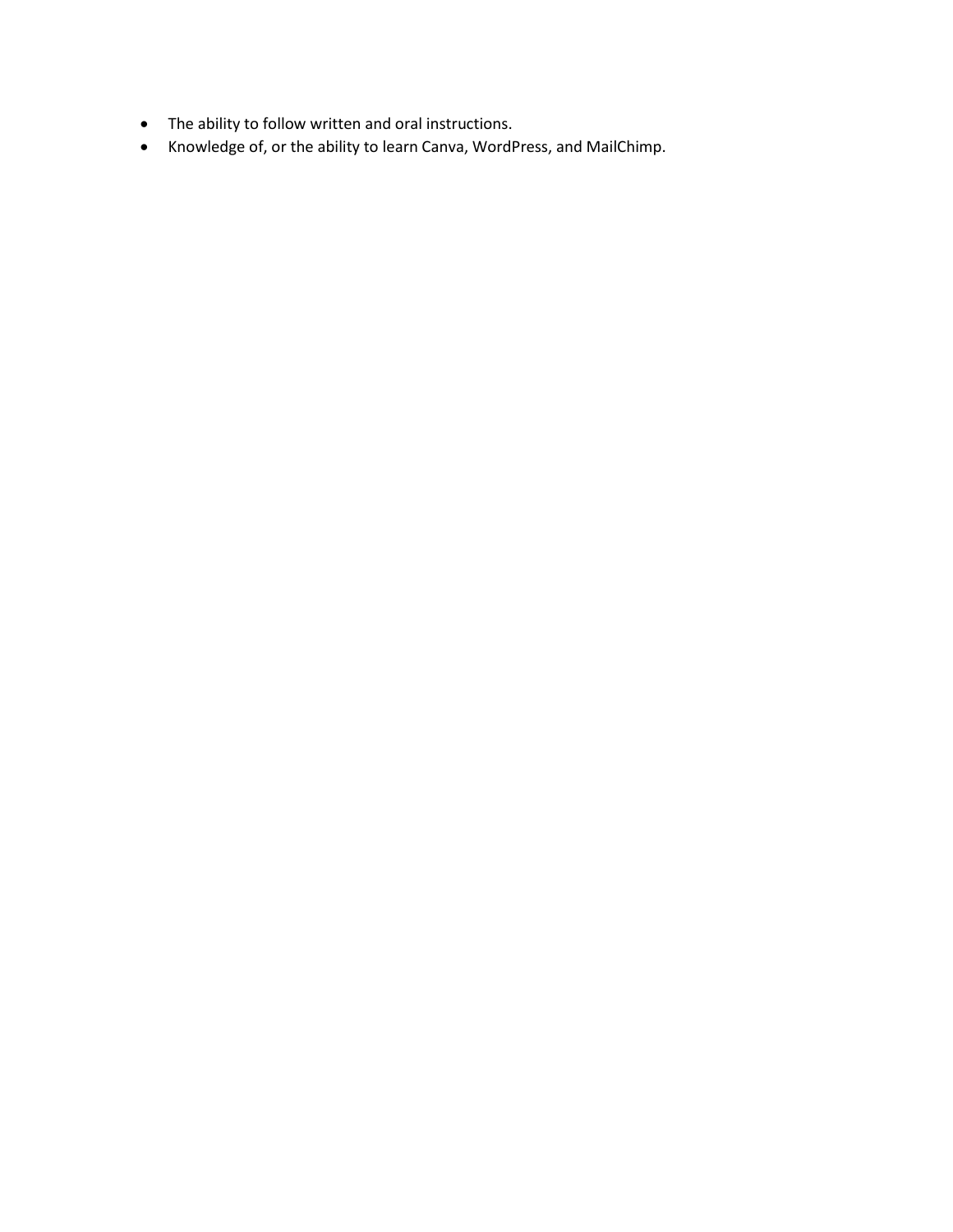- The ability to follow written and oral instructions.
- Knowledge of, or the ability to learn Canva, WordPress, and MailChimp.